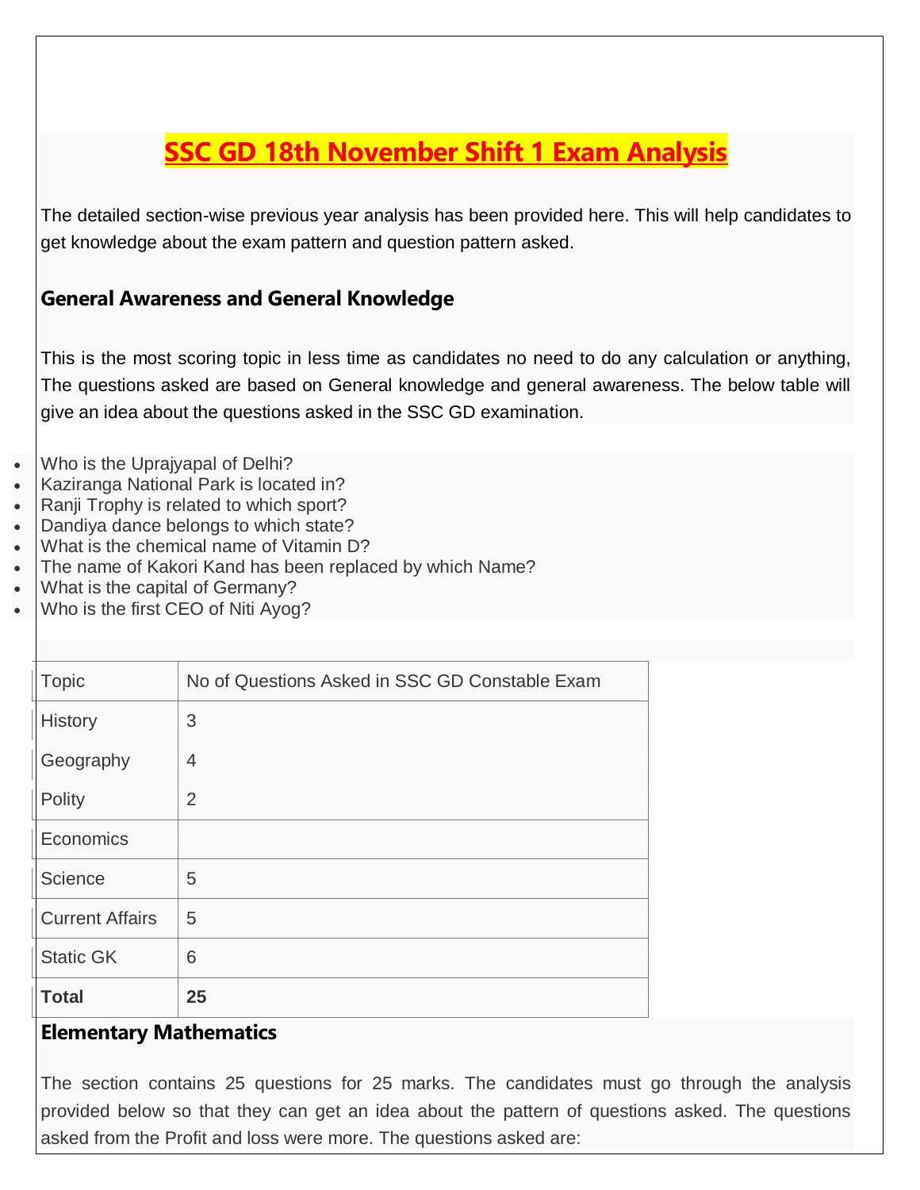# SSC GD 18th November Shift 1 Exam Analysis

The detailed section-wise previous year analysis has been provided here. This will help candidates to get knowledge about the exam pattern and question pattern asked.

## General Awareness and General Knowledge

This is the most scoring topic in less time as candidates no need to do any calculation or anything, The questions asked are based on General knowledge and general awareness. The below table will give an idea about the questions asked in the SSC GD examination.

- Who is the Uprajyapal of Delhi?
- Kaziranga National Park is located in?
- Ranji Trophy is related to which sport?
- Dandiya dance belongs to which state?
- What is the chemical name of Vitamin D?
- The name of Kakori Kand has been replaced by which Name?
- What is the capital of Germany?
- Who is the first CEO of Niti Ayog?

| Topic | No of Questions Asked in SSC GD Constable Exam |
|---|---|
| History | 3 |
| Geography | 4 |
| Polity | 2 |
| Economics | |
| Science | 5 |
| Current Affairs | 5 |
| Static GK | 6 |
| **Total** | **25** |

## Elementary Mathematics

The section contains 25 questions for 25 marks. The candidates must go through the analysis provided below so that they can get an idea about the pattern of questions asked. The questions asked from the Profit and loss were more. The questions asked are: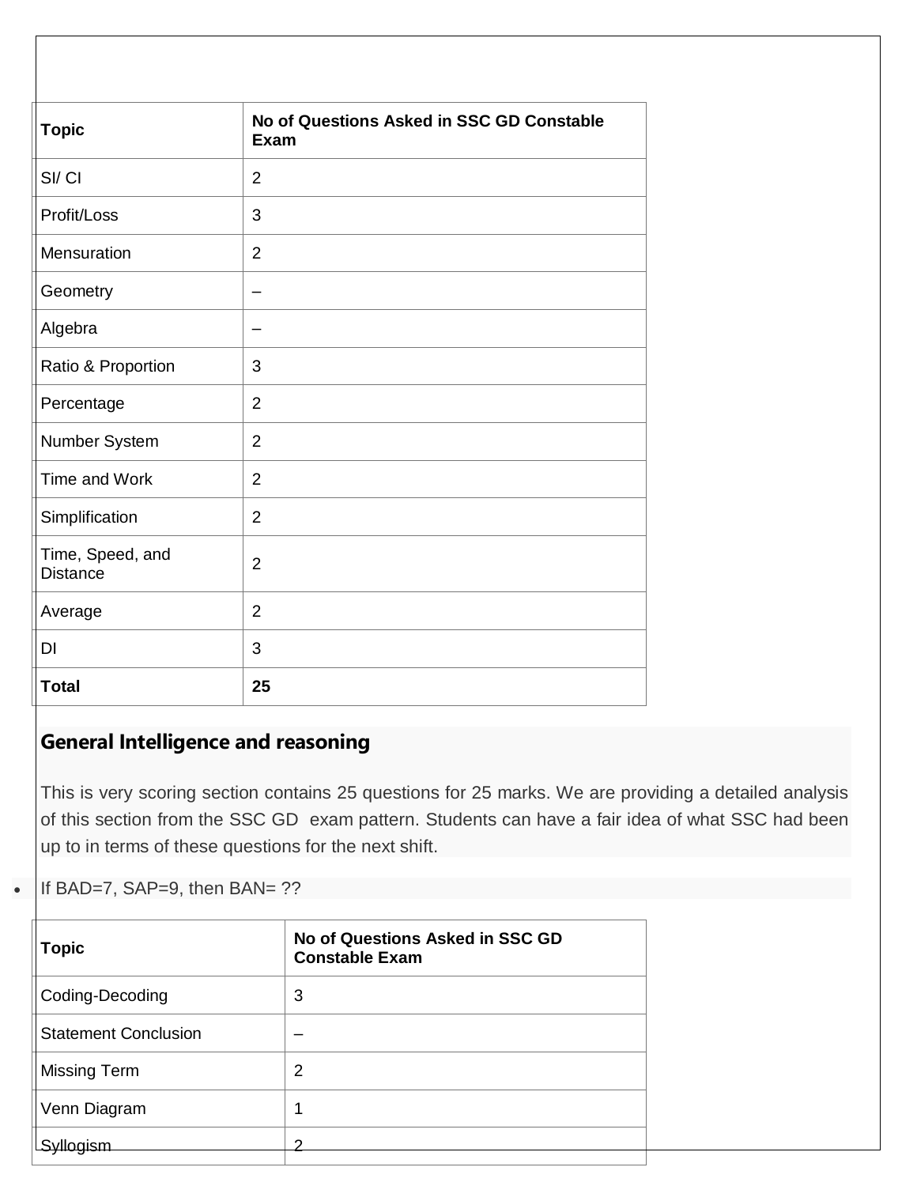| Topic | No of Questions Asked in SSC GD Constable Exam |
|---|---|
| SI/ CI | 2 |
| Profit/Loss | 3 |
| Mensuration | 2 |
| Geometry | – |
| Algebra | – |
| Ratio & Proportion | 3 |
| Percentage | 2 |
| Number System | 2 |
| Time and Work | 2 |
| Simplification | 2 |
| Time, Speed, and Distance | 2 |
| Average | 2 |
| DI | 3 |
| **Total** | **25** |

## General Intelligence and reasoning

This is very scoring section contains 25 questions for 25 marks. We are providing a detailed analysis of this section from the SSC GD exam pattern. Students can have a fair idea of what SSC had been up to in terms of these questions for the next shift.

- If BAD=7, SAP=9, then BAN= ??

| Topic | No of Questions Asked in SSC GD Constable Exam |
|---|---|
| Coding-Decoding | 3 |
| Statement Conclusion | – |
| Missing Term | 2 |
| Venn Diagram | 1 |
| Syllogism | 2 |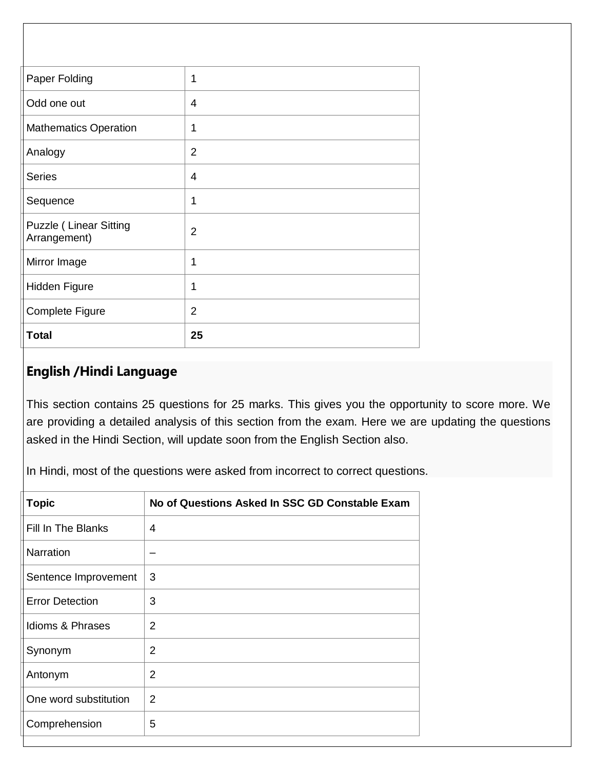| | |
|---|---|
| Paper Folding | 1 |
| Odd one out | 4 |
| Mathematics Operation | 1 |
| Analogy | 2 |
| Series | 4 |
| Sequence | 1 |
| Puzzle ( Linear Sitting Arrangement) | 2 |
| Mirror Image | 1 |
| Hidden Figure | 1 |
| Complete Figure | 2 |
| **Total** | **25** |

## English /Hindi Language

This section contains 25 questions for 25 marks. This gives you the opportunity to score more. We are providing a detailed analysis of this section from the exam. Here we are updating the questions asked in the Hindi Section, will update soon from the English Section also.

In Hindi, most of the questions were asked from incorrect to correct questions.

| Topic | No of Questions Asked In SSC GD Constable Exam |
|---|---|
| Fill In The Blanks | 4 |
| Narration | – |
| Sentence Improvement | 3 |
| Error Detection | 3 |
| Idioms & Phrases | 2 |
| Synonym | 2 |
| Antonym | 2 |
| One word substitution | 2 |
| Comprehension | 5 |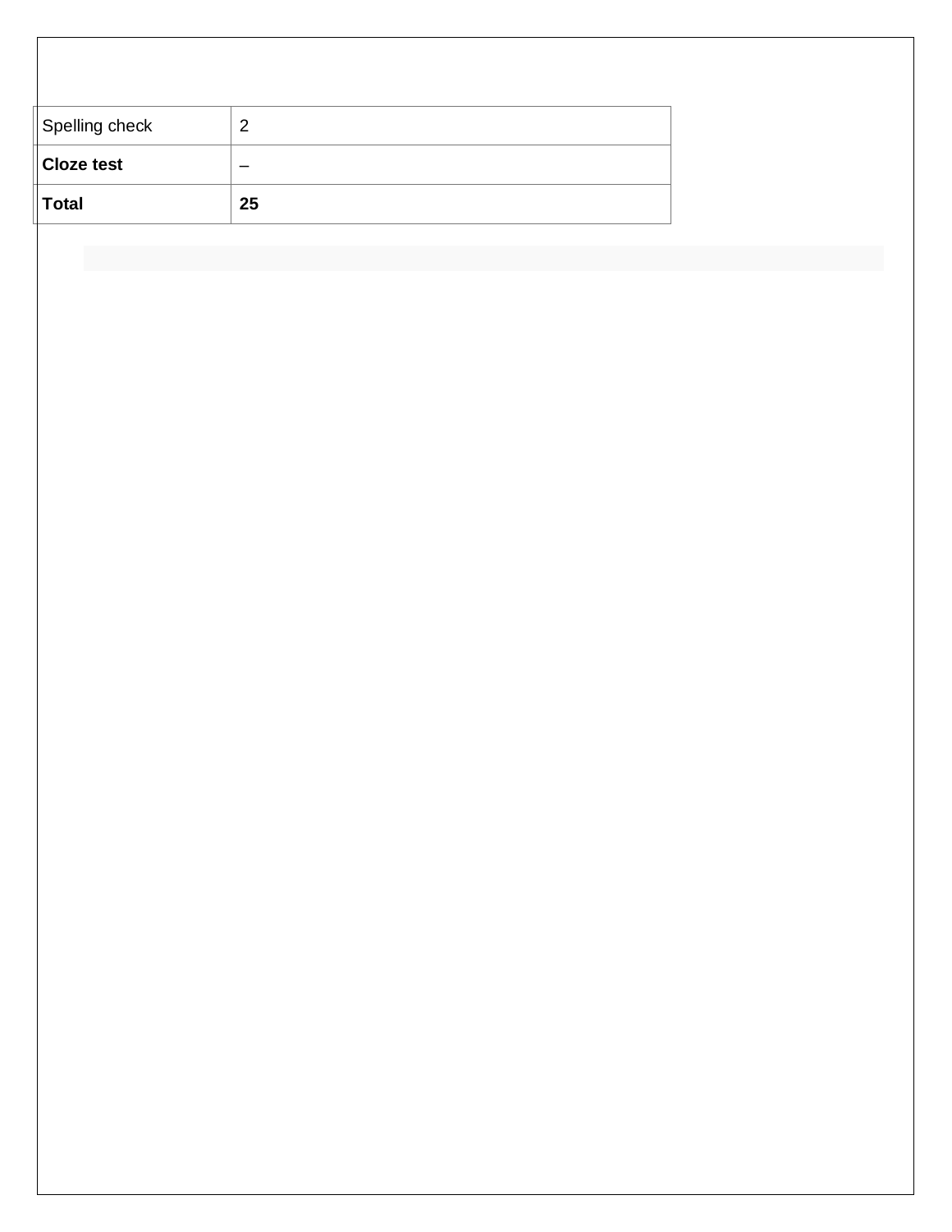| | |
|---|---|
| Spelling check | 2 |
| **Cloze test** | – |
| **Total** | **25** |